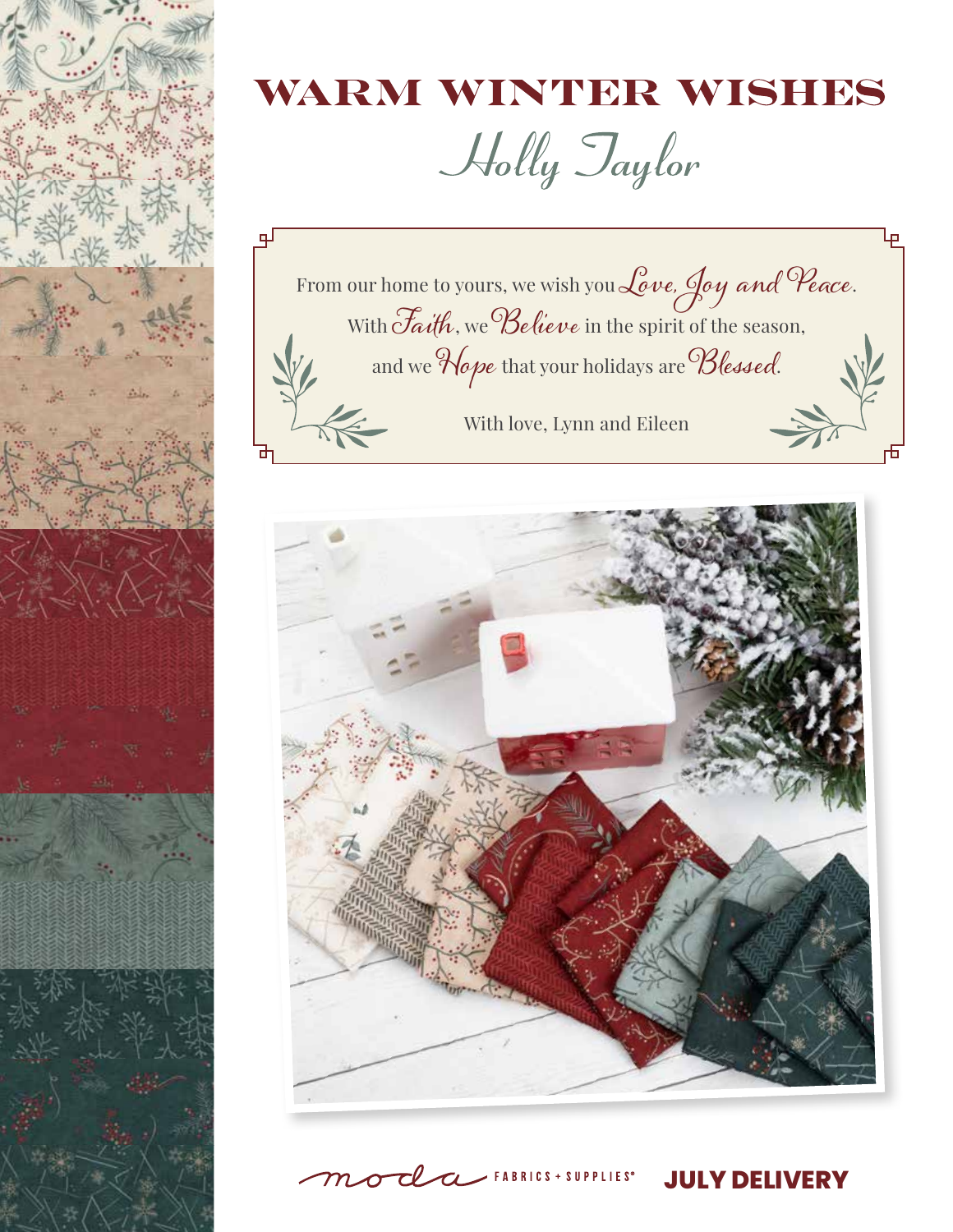# WARM WINTER WISHES

*Holly Taylor*

From our home to yours, we wish you *Love, Joy and Peace*.
With *Faith*, we *Believe* in the spirit of the season,
and we *Hope* that your holidays are *Blessed*.

With love, Lynn and Eileen

moda FABRICS + SUPPLIES®

**JULY DELIVERY**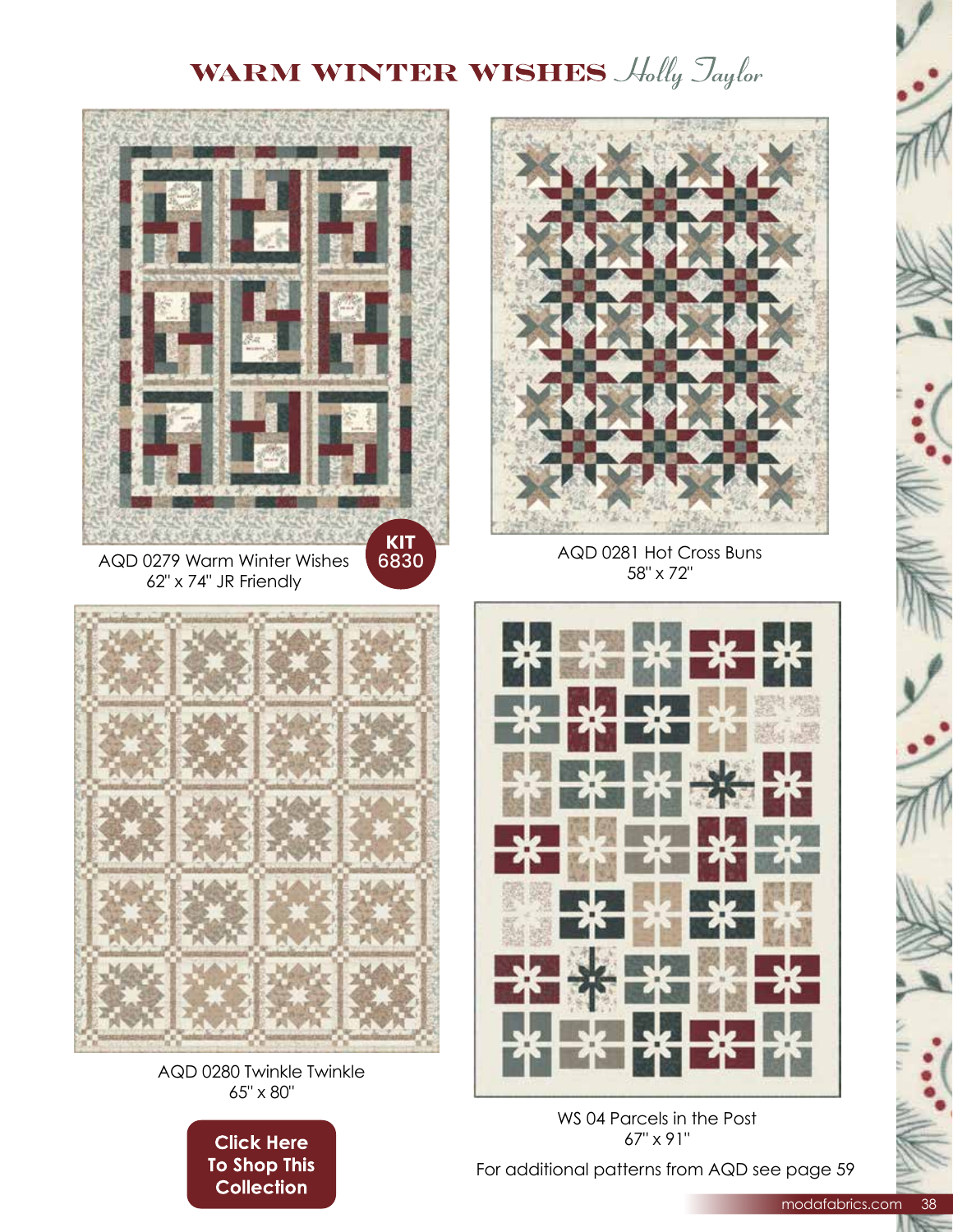# WARM WINTER WISHES *Holly Taylor*

AQD 0279 Warm Winter Wishes
62" x 74" JR Friendly

**KIT 6830**

AQD 0281 Hot Cross Buns
58" x 72"

AQD 0280 Twinkle Twinkle
65" x 80"

**Click Here To Shop This Collection**

WS 04 Parcels in the Post
67" x 91"

For additional patterns from AQD see page 59

modafabrics.com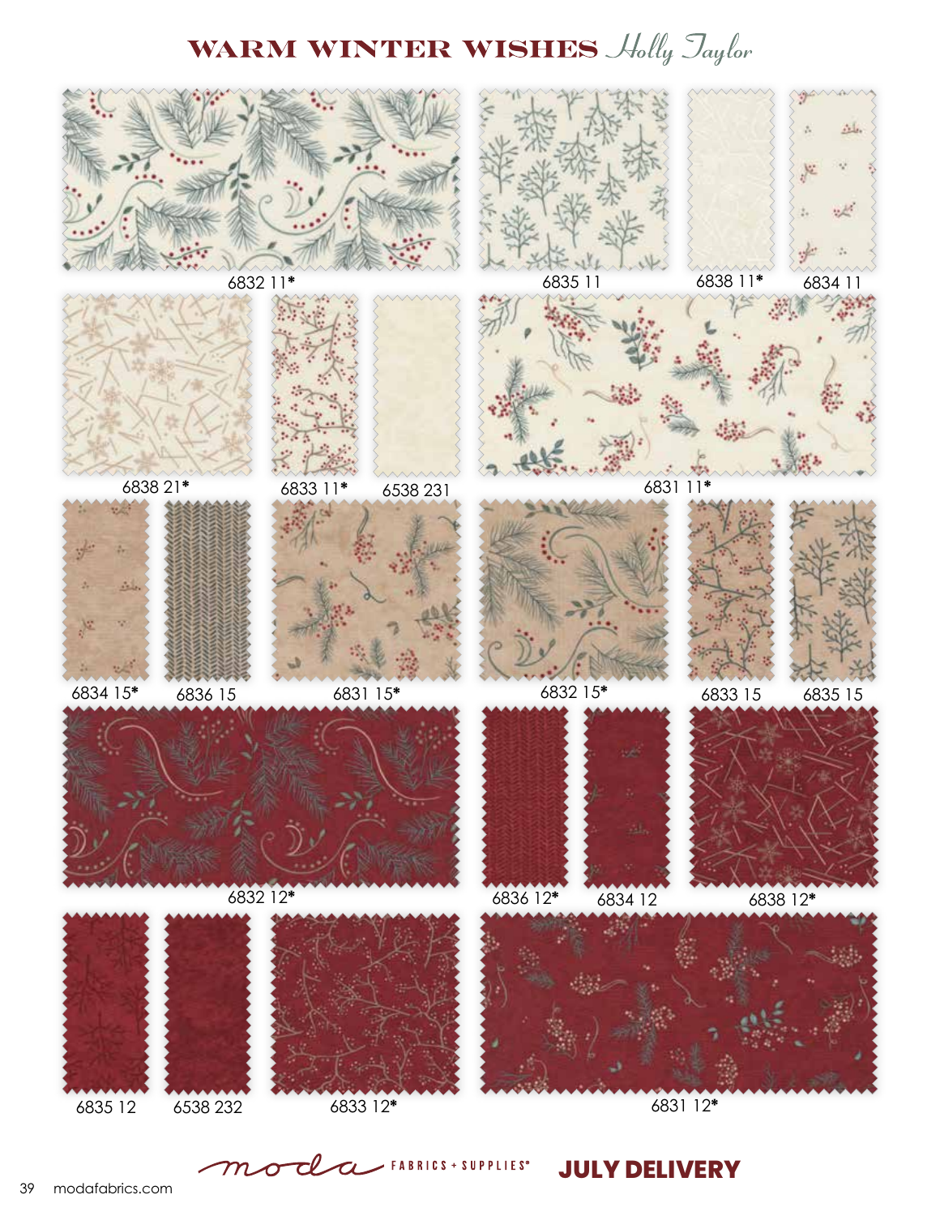# WARM WINTER WISHES *Holly Taylor*

6832 11*

6835 11

6838 11*

6834 11

6838 21*

6833 11*

6538 231

6831 11*

6834 15*

6836 15

6831 15*

6832 15*

6833 15

6835 15

6832 12*

6836 12*

6834 12

6838 12*

6835 12

6538 232

6833 12*

6831 12*

moda FABRICS + SUPPLIES®

**JULY DELIVERY**

modafabrics.com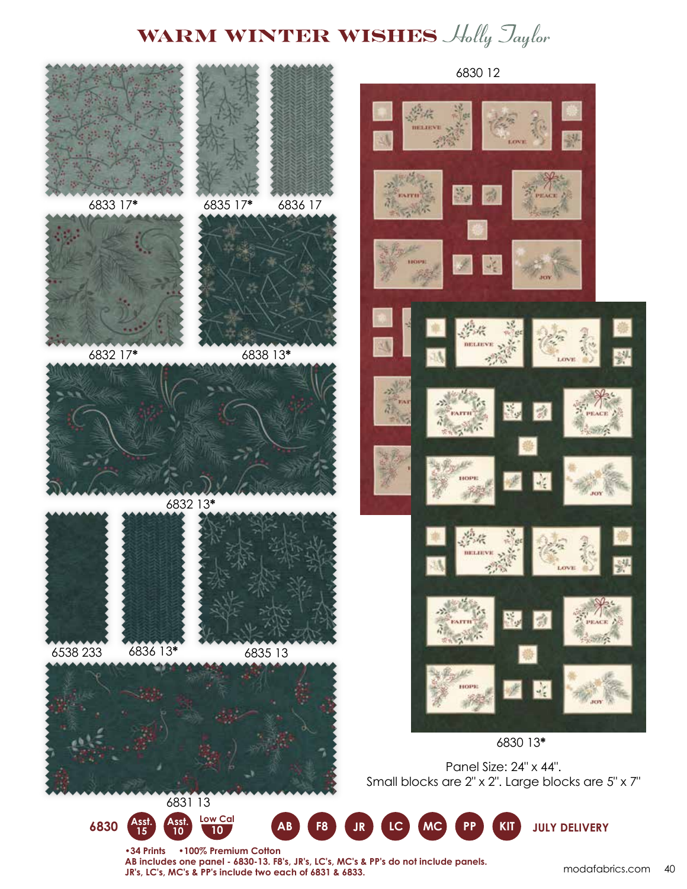# WARM WINTER WISHES *Holly Taylor*

6833 17*

6835 17*

6836 17

6832 17*

6838 13*

6832 13*

6538 233

6836 13*

6835 13

6831 13

6830 12

6830 13*

Panel Size: 24" x 44".
Small blocks are 2" x 2". Large blocks are 5" x 7"

**6830** Asst. 15 · Asst. 10 · Low Cal 10 · AB · F8 · JR · LC · MC · PP · KIT · **JULY DELIVERY**

**•34 Prints •100% Premium Cotton**
**AB includes one panel - 6830-13. F8's, JR's, LC's, MC's & PP's do not include panels.**
**JR's, LC's, MC's & PP's include two each of 6831 & 6833.**

modafabrics.com